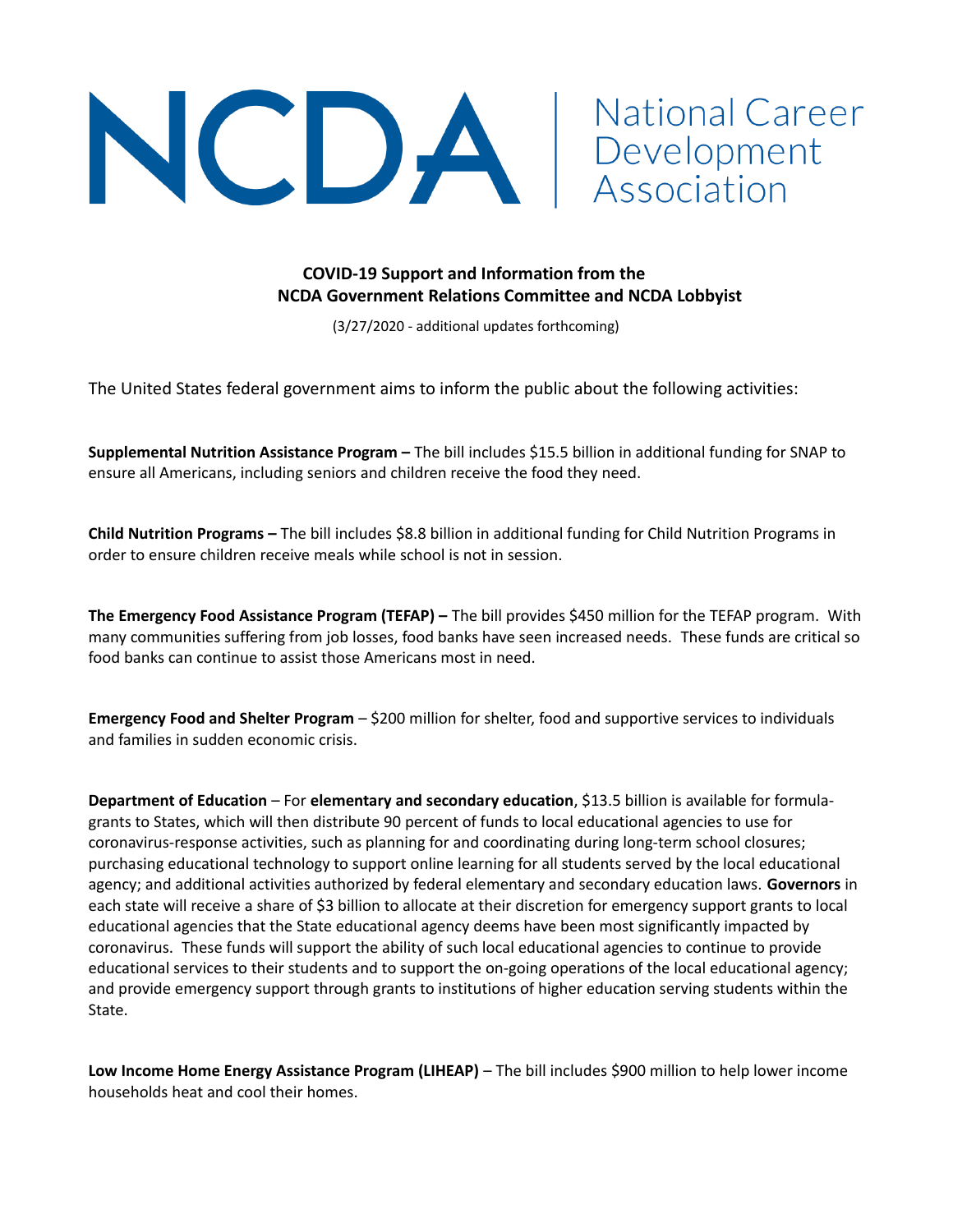# NCDA | National Career Development Association

**COVID-19 Support and Information from the NCDA Government Relations Committee and NCDA Lobbyist**

(3/27/2020 - additional updates forthcoming)

The United States federal government aims to inform the public about the following activities:

**Supplemental Nutrition Assistance Program –** The bill includes $15.5 billion in additional funding for SNAP to ensure all Americans, including seniors and children receive the food they need.

**Child Nutrition Programs –** The bill includes $8.8 billion in additional funding for Child Nutrition Programs in order to ensure children receive meals while school is not in session.

**The Emergency Food Assistance Program (TEFAP) –** The bill provides $450 million for the TEFAP program. With many communities suffering from job losses, food banks have seen increased needs. These funds are critical so food banks can continue to assist those Americans most in need.

**Emergency Food and Shelter Program** – $200 million for shelter, food and supportive services to individuals and families in sudden economic crisis.

**Department of Education** – For **elementary and secondary education**, $13.5 billion is available for formula-grants to States, which will then distribute 90 percent of funds to local educational agencies to use for coronavirus-response activities, such as planning for and coordinating during long-term school closures; purchasing educational technology to support online learning for all students served by the local educational agency; and additional activities authorized by federal elementary and secondary education laws. **Governors** in each state will receive a share of $3 billion to allocate at their discretion for emergency support grants to local educational agencies that the State educational agency deems have been most significantly impacted by coronavirus. These funds will support the ability of such local educational agencies to continue to provide educational services to their students and to support the on-going operations of the local educational agency; and provide emergency support through grants to institutions of higher education serving students within the State.

**Low Income Home Energy Assistance Program (LIHEAP)** – The bill includes $900 million to help lower income households heat and cool their homes.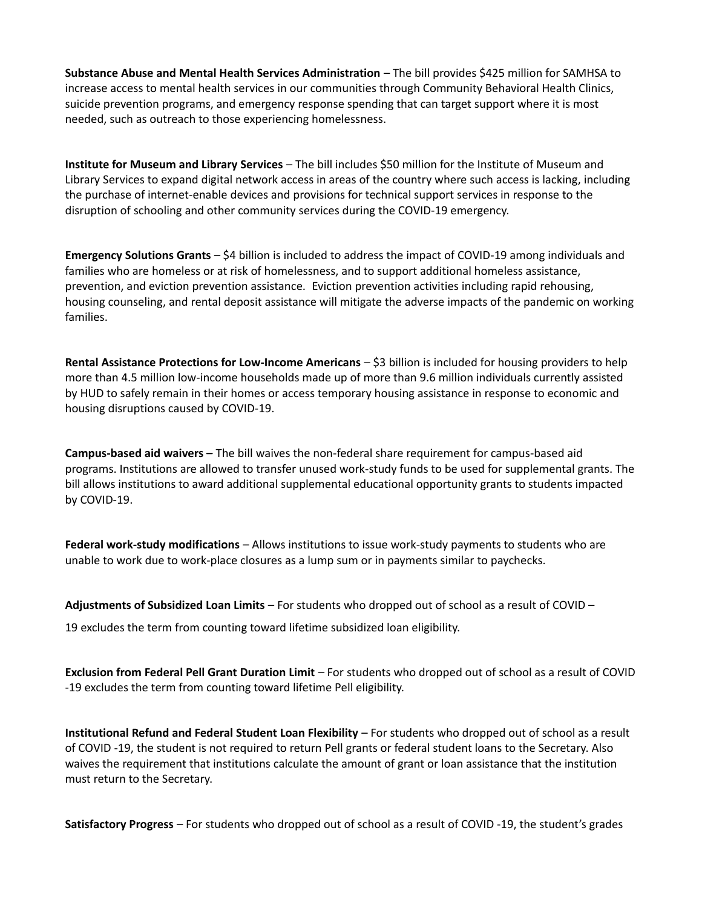**Substance Abuse and Mental Health Services Administration** – The bill provides $425 million for SAMHSA to increase access to mental health services in our communities through Community Behavioral Health Clinics, suicide prevention programs, and emergency response spending that can target support where it is most needed, such as outreach to those experiencing homelessness.

**Institute for Museum and Library Services** – The bill includes $50 million for the Institute of Museum and Library Services to expand digital network access in areas of the country where such access is lacking, including the purchase of internet-enable devices and provisions for technical support services in response to the disruption of schooling and other community services during the COVID-19 emergency.

**Emergency Solutions Grants** – $4 billion is included to address the impact of COVID-19 among individuals and families who are homeless or at risk of homelessness, and to support additional homeless assistance, prevention, and eviction prevention assistance. Eviction prevention activities including rapid rehousing, housing counseling, and rental deposit assistance will mitigate the adverse impacts of the pandemic on working families.

**Rental Assistance Protections for Low-Income Americans** – $3 billion is included for housing providers to help more than 4.5 million low-income households made up of more than 9.6 million individuals currently assisted by HUD to safely remain in their homes or access temporary housing assistance in response to economic and housing disruptions caused by COVID-19.

**Campus-based aid waivers –** The bill waives the non-federal share requirement for campus-based aid programs. Institutions are allowed to transfer unused work-study funds to be used for supplemental grants. The bill allows institutions to award additional supplemental educational opportunity grants to students impacted by COVID-19.

**Federal work-study modifications** – Allows institutions to issue work-study payments to students who are unable to work due to work-place closures as a lump sum or in payments similar to paychecks.

**Adjustments of Subsidized Loan Limits** – For students who dropped out of school as a result of COVID – 19 excludes the term from counting toward lifetime subsidized loan eligibility.

**Exclusion from Federal Pell Grant Duration Limit** – For students who dropped out of school as a result of COVID -19 excludes the term from counting toward lifetime Pell eligibility.

**Institutional Refund and Federal Student Loan Flexibility** – For students who dropped out of school as a result of COVID -19, the student is not required to return Pell grants or federal student loans to the Secretary. Also waives the requirement that institutions calculate the amount of grant or loan assistance that the institution must return to the Secretary.

**Satisfactory Progress** – For students who dropped out of school as a result of COVID -19, the student's grades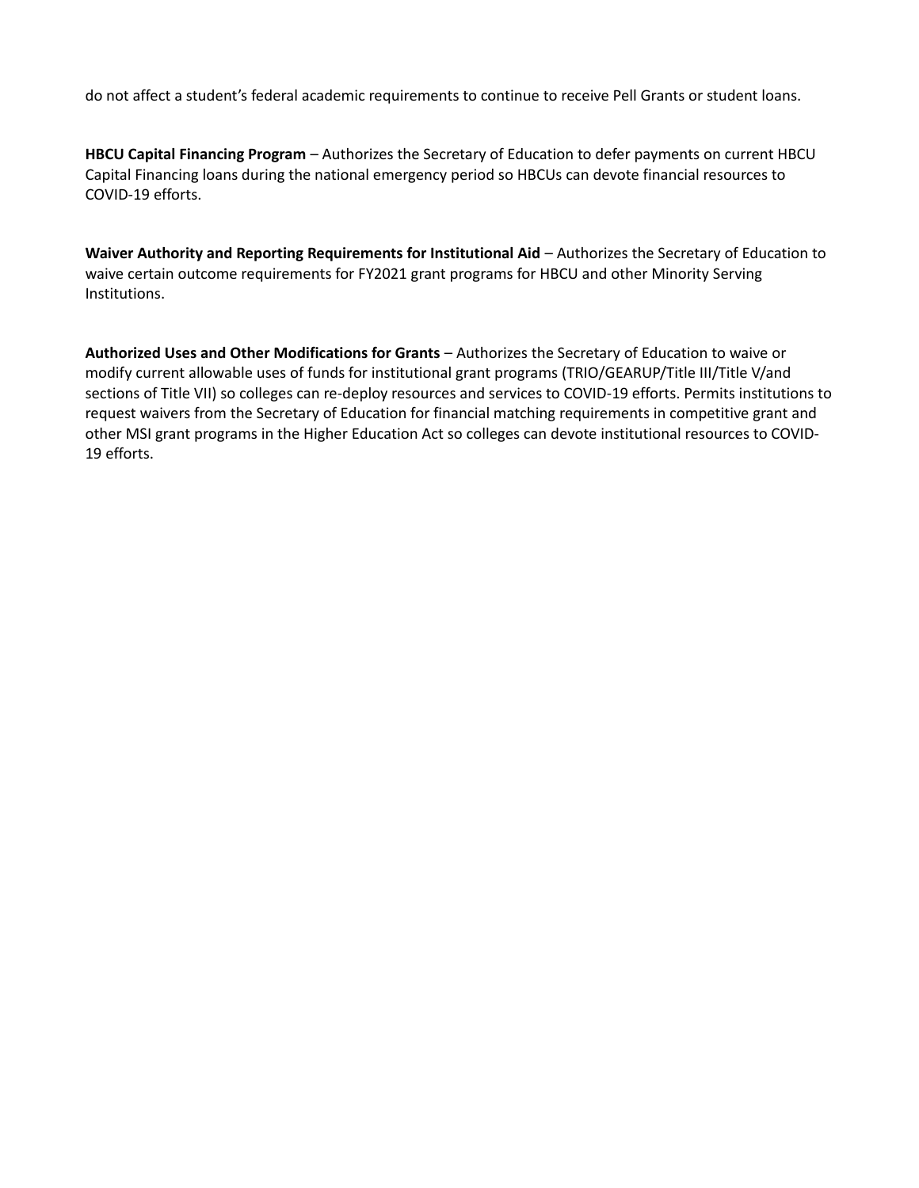do not affect a student's federal academic requirements to continue to receive Pell Grants or student loans.

**HBCU Capital Financing Program** – Authorizes the Secretary of Education to defer payments on current HBCU Capital Financing loans during the national emergency period so HBCUs can devote financial resources to COVID-19 efforts.

**Waiver Authority and Reporting Requirements for Institutional Aid** – Authorizes the Secretary of Education to waive certain outcome requirements for FY2021 grant programs for HBCU and other Minority Serving Institutions.

**Authorized Uses and Other Modifications for Grants** – Authorizes the Secretary of Education to waive or modify current allowable uses of funds for institutional grant programs (TRIO/GEARUP/Title III/Title V/and sections of Title VII) so colleges can re-deploy resources and services to COVID-19 efforts. Permits institutions to request waivers from the Secretary of Education for financial matching requirements in competitive grant and other MSI grant programs in the Higher Education Act so colleges can devote institutional resources to COVID-19 efforts.